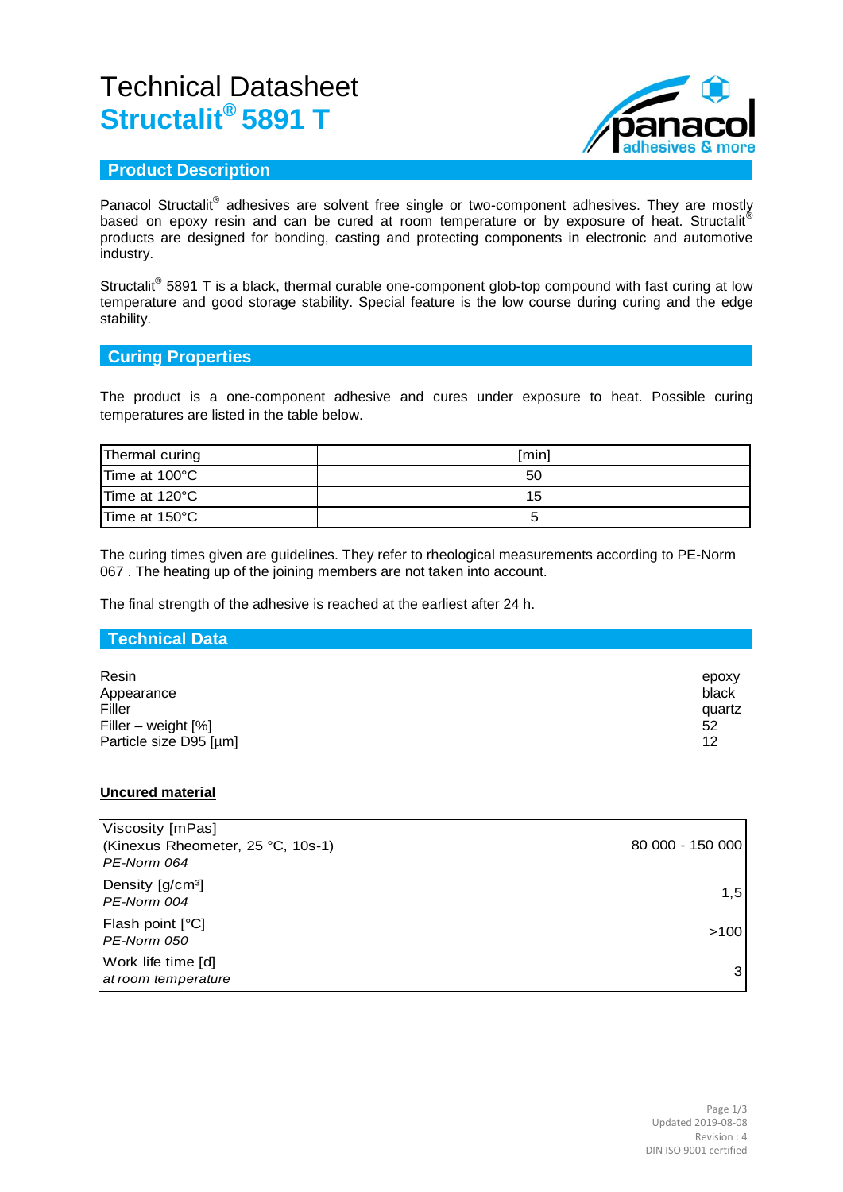# Technical Datasheet
# Structalit® 5891 T

## Product Description

Panacol Structalit® adhesives are solvent free single or two-component adhesives. They are mostly based on epoxy resin and can be cured at room temperature or by exposure of heat. Structalit® products are designed for bonding, casting and protecting components in electronic and automotive industry.

Structalit® 5891 T is a black, thermal curable one-component glob-top compound with fast curing at low temperature and good storage stability. Special feature is the low course during curing and the edge stability.

## Curing Properties

The product is a one-component adhesive and cures under exposure to heat. Possible curing temperatures are listed in the table below.

| Thermal curing | [min] |
|---|---|
| Time at 100°C | 50 |
| Time at 120°C | 15 |
| Time at 150°C | 5 |

The curing times given are guidelines. They refer to rheological measurements according to PE-Norm 067 . The heating up of the joining members are not taken into account.

The final strength of the adhesive is reached at the earliest after 24 h.

## Technical Data

| | |
|---|---|
| Resin | epoxy |
| Appearance | black |
| Filler | quartz |
| Filler – weight [%] | 52 |
| Particle size D95 [µm] | 12 |

**Uncured material**

| | |
|---|---|
| Viscosity [mPas]<br>(Kinexus Rheometer, 25 °C, 10s-1)<br>*PE-Norm 064* | 80 000 - 150 000 |
| Density [g/cm³]<br>*PE-Norm 004* | 1,5 |
| Flash point [°C]<br>*PE-Norm 050* | >100 |
| Work life time [d]<br>*at room temperature* | 3 |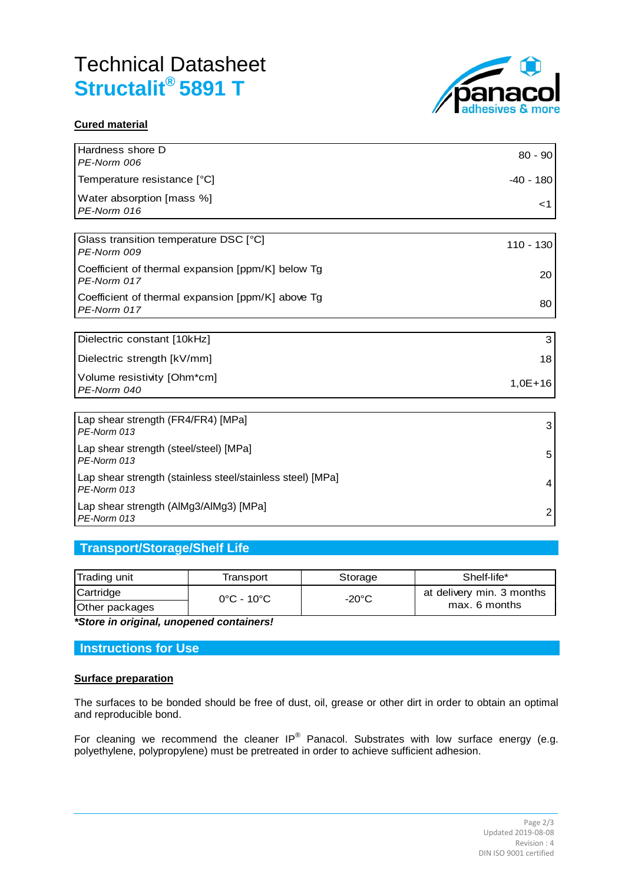# Technical Datasheet
## Structalit® 5891 T

**Cured material**

| Property | Value |
|---|---|
| Hardness shore D *PE-Norm 006* | 80 - 90 |
| Temperature resistance [°C] | -40 - 180 |
| Water absorption [mass %] *PE-Norm 016* | <1 |

| Property | Value |
|---|---|
| Glass transition temperature DSC [°C] *PE-Norm 009* | 110 - 130 |
| Coefficient of thermal expansion [ppm/K] below Tg *PE-Norm 017* | 20 |
| Coefficient of thermal expansion [ppm/K] above Tg *PE-Norm 017* | 80 |

| Property | Value |
|---|---|
| Dielectric constant [10kHz] | 3 |
| Dielectric strength [kV/mm] | 18 |
| Volume resistivity [Ohm*cm] *PE-Norm 040* | 1,0E+16 |

| Property | Value |
|---|---|
| Lap shear strength (FR4/FR4) [MPa] *PE-Norm 013* | 3 |
| Lap shear strength (steel/steel) [MPa] *PE-Norm 013* | 5 |
| Lap shear strength (stainless steel/stainless steel) [MPa] *PE-Norm 013* | 4 |
| Lap shear strength (AlMg3/AlMg3) [MPa] *PE-Norm 013* | 2 |

## Transport/Storage/Shelf Life

| Trading unit | Transport | Storage | Shelf-life* |
|---|---|---|---|
| Cartridge | 0°C - 10°C | -20°C | at delivery min. 3 months max. 6 months |
| Other packages | | | |

***Store in original, unopened containers!***

## Instructions for Use

**Surface preparation**

The surfaces to be bonded should be free of dust, oil, grease or other dirt in order to obtain an optimal and reproducible bond.

For cleaning we recommend the cleaner IP® Panacol. Substrates with low surface energy (e.g. polyethylene, polypropylene) must be pretreated in order to achieve sufficient adhesion.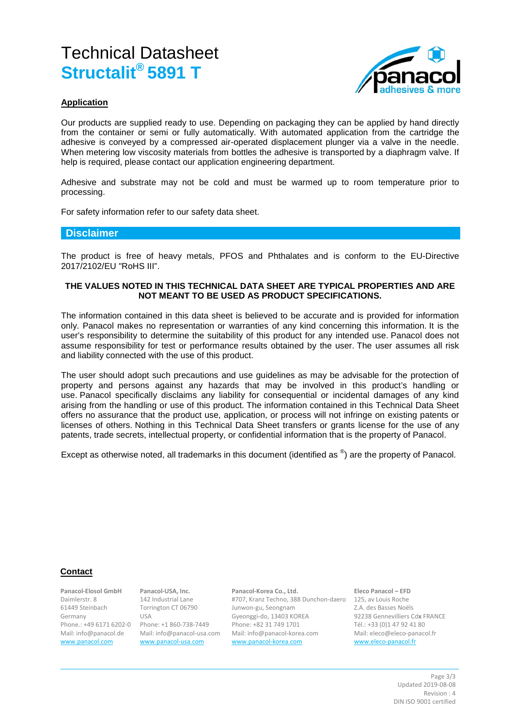# Technical Datasheet
# Structalit® 5891 T

## Application

Our products are supplied ready to use. Depending on packaging they can be applied by hand directly from the container or semi or fully automatically. With automated application from the cartridge the adhesive is conveyed by a compressed air-operated displacement plunger via a valve in the needle. When metering low viscosity materials from bottles the adhesive is transported by a diaphragm valve. If help is required, please contact our application engineering department.

Adhesive and substrate may not be cold and must be warmed up to room temperature prior to processing.

For safety information refer to our safety data sheet.

## Disclaimer

The product is free of heavy metals, PFOS and Phthalates and is conform to the EU-Directive 2017/2102/EU "RoHS III".

**THE VALUES NOTED IN THIS TECHNICAL DATA SHEET ARE TYPICAL PROPERTIES AND ARE NOT MEANT TO BE USED AS PRODUCT SPECIFICATIONS.**

The information contained in this data sheet is believed to be accurate and is provided for information only. Panacol makes no representation or warranties of any kind concerning this information. It is the user's responsibility to determine the suitability of this product for any intended use. Panacol does not assume responsibility for test or performance results obtained by the user. The user assumes all risk and liability connected with the use of this product.

The user should adopt such precautions and use guidelines as may be advisable for the protection of property and persons against any hazards that may be involved in this product's handling or use. Panacol specifically disclaims any liability for consequential or incidental damages of any kind arising from the handling or use of this product. The information contained in this Technical Data Sheet offers no assurance that the product use, application, or process will not infringe on existing patents or licenses of others. Nothing in this Technical Data Sheet transfers or grants license for the use of any patents, trade secrets, intellectual property, or confidential information that is the property of Panacol.

Except as otherwise noted, all trademarks in this document (identified as ®) are the property of Panacol.

## Contact

**Panacol-Elosol GmbH**
Daimlerstr. 8
61449 Steinbach
Germany
Phone.: +49 6171 6202-0
Mail: info@panacol.de
www.panacol.com

**Panacol-USA, Inc.**
142 Industrial Lane
Torrington CT 06790
USA
Phone: +1 860-738-7449
Mail: info@panacol-usa.com
www.panacol-usa.com

**Panacol-Korea Co., Ltd.**
#707, Kranz Techno, 388 Dunchon-daero
Junwon-gu, Seongnam
Gyeonggi-do, 13403 KOREA
Phone: +82 31 749 1701
Mail: info@panacol-korea.com
www.panacol-korea.com

**Eleco Panacol – EFD**
125, av Louis Roche
Z.A. des Basses Noëls
92238 Gennevilliers Cdx FRANCE
Tél.: +33 (0)1 47 92 41 80
Mail: eleco@eleco-panacol.fr
www.eleco-panacol.fr

Updated 2019-08-08
Revision : 4
DIN ISO 9001 certified